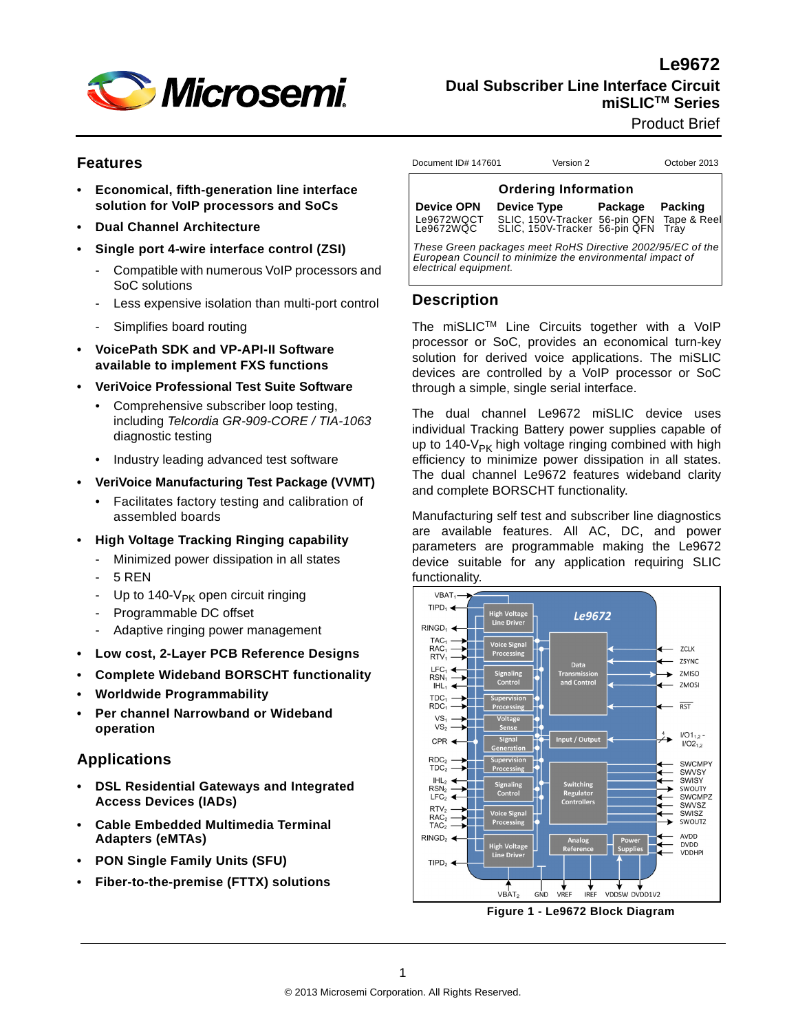# Le9672

## Dual Subscriber Line Interface Circuit miSLIC™ Series

Product Brief

Document ID# 147601 | Version 2 | October 2013

## Features

- **Economical, fifth-generation line interface solution for VoIP processors and SoCs**
- **Dual Channel Architecture**
- **Single port 4-wire interface control (ZSI)**
  - Compatible with numerous VoIP processors and SoC solutions
  - Less expensive isolation than multi-port control
  - Simplifies board routing
- **VoicePath SDK and VP-API-II Software available to implement FXS functions**
- **VeriVoice Professional Test Suite Software**
  - Comprehensive subscriber loop testing, including *Telcordia GR-909-CORE / TIA-1063* diagnostic testing
  - Industry leading advanced test software
- **VeriVoice Manufacturing Test Package (VVMT)**
  - Facilitates factory testing and calibration of assembled boards
- **High Voltage Tracking Ringing capability**
  - Minimized power dissipation in all states
  - 5 REN
  - Up to 140-$V_{PK}$ open circuit ringing
  - Programmable DC offset
  - Adaptive ringing power management
- **Low cost, 2-Layer PCB Reference Designs**
- **Complete Wideband BORSCHT functionality**
- **Worldwide Programmability**
- **Per channel Narrowband or Wideband operation**

## Applications

- **DSL Residential Gateways and Integrated Access Devices (IADs)**
- **Cable Embedded Multimedia Terminal Adapters (eMTAs)**
- **PON Single Family Units (SFU)**
- **Fiber-to-the-premise (FTTX) solutions**

## Ordering Information

| Device OPN | Device Type | Package | Packing |
|---|---|---|---|
| Le9672WQCT | SLIC, 150V-Tracker | 56-pin QFN | Tape & Reel |
| Le9672WQC | SLIC, 150V-Tracker | 56-pin QFN | Tray |

*These Green packages meet RoHS Directive 2002/95/EC of the European Council to minimize the environmental impact of electrical equipment.*

## Description

The miSLIC™ Line Circuits together with a VoIP processor or SoC, provides an economical turn-key solution for derived voice applications. The miSLIC devices are controlled by a VoIP processor or SoC through a simple, single serial interface.

The dual channel Le9672 miSLIC device uses individual Tracking Battery power supplies capable of up to 140-$V_{PK}$ high voltage ringing combined with high efficiency to minimize power dissipation in all states. The dual channel Le9672 features wideband clarity and complete BORSCHT functionality.

Manufacturing self test and subscriber line diagnostics are available features. All AC, DC, and power parameters are programmable making the Le9672 device suitable for any application requiring SLIC functionality.

Figure 1 - Le9672 Block Diagram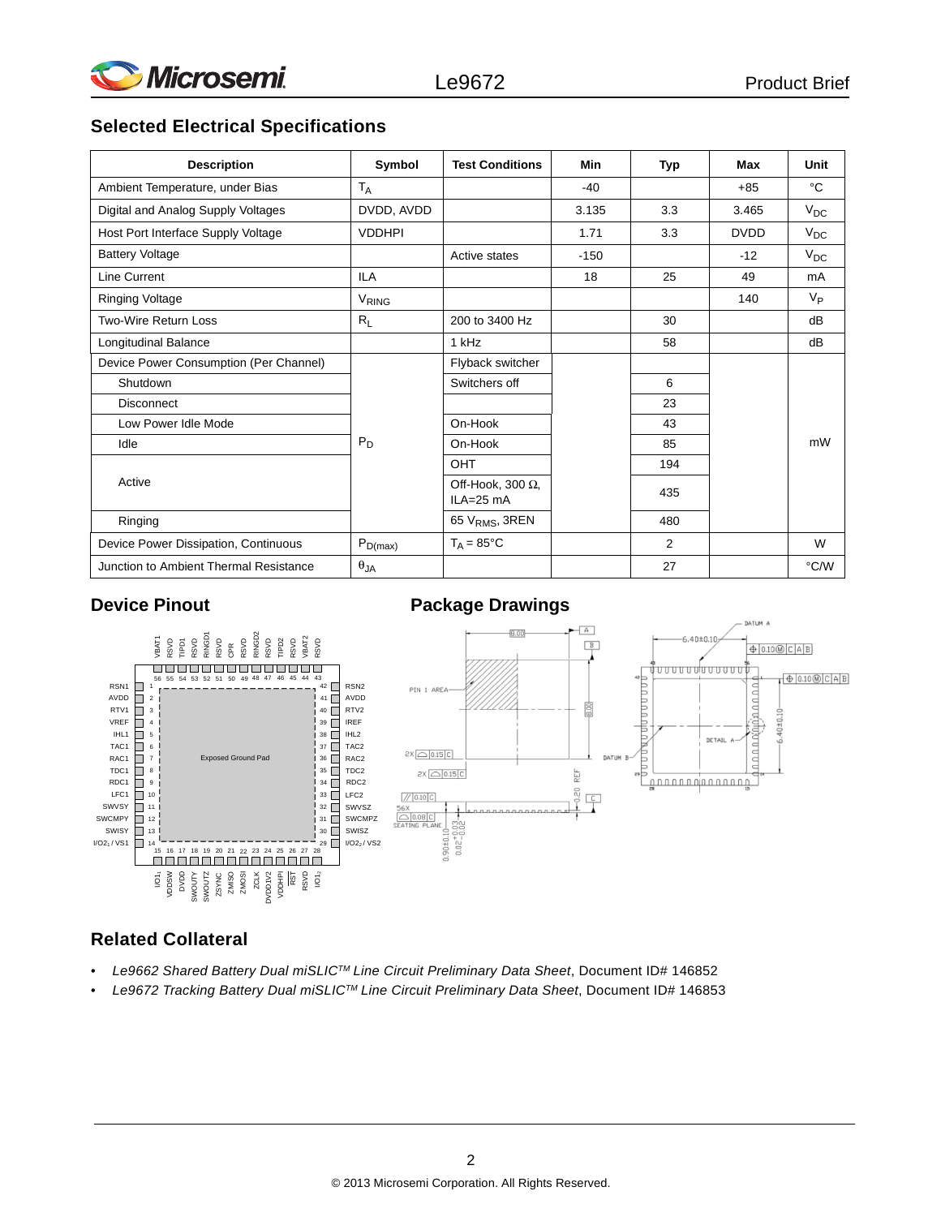## Selected Electrical Specifications

| Description | Symbol | Test Conditions | Min | Typ | Max | Unit |
|---|---|---|---|---|---|---|
| Ambient Temperature, under Bias | $T_A$ | | -40 | | +85 | °C |
| Digital and Analog Supply Voltages | DVDD, AVDD | | 3.135 | 3.3 | 3.465 | $V_{DC}$ |
| Host Port Interface Supply Voltage | VDDHPI | | 1.71 | 3.3 | DVDD | $V_{DC}$ |
| Battery Voltage | | Active states | -150 | | -12 | $V_{DC}$ |
| Line Current | ILA | | 18 | 25 | 49 | mA |
| Ringing Voltage | $V_{RING}$ | | | | 140 | $V_P$ |
| Two-Wire Return Loss | $R_L$ | 200 to 3400 Hz | | 30 | | dB |
| Longitudinal Balance | | 1 kHz | | 58 | | dB |
| Device Power Consumption (Per Channel) | $P_D$ | Flyback switcher | | | | mW |
| Shutdown | | Switchers off | | 6 | | |
| Disconnect | | | | 23 | | |
| Low Power Idle Mode | | On-Hook | | 43 | | |
| Idle | | On-Hook | | 85 | | |
| Active | | OHT | | 194 | | |
| | | Off-Hook, 300 Ω, ILA=25 mA | | 435 | | |
| Ringing | | 65 $V_{RMS}$, 3REN | | 480 | | |
| Device Power Dissipation, Continuous | $P_{D(max)}$ | $T_A$ = 85°C | | 2 | | W |
| Junction to Ambient Thermal Resistance | $\theta_{JA}$ | | | 27 | | °C/W |

## Device Pinout

1 RSN1
2 AVDD
3 RTV1
4 VREF
5 IHL1
6 TAC1
7 RAC1
8 TDC1
9 RDC1
10 LFC1
11 SWVSY
12 SWCMPY
13 SWISY
14 I/O2$_1$ / VS1
15 I/O1$_1$
16 VDDSW
17 DVDD
18 SWOUTY
19 SWOUTZ
20 ZSYNC
21 ZMISO
22 ZMOSI
23 ZCLK
24 DVDD1V2
25 VDDHPI
26 RST
27 RSVD
28 I/O1$_2$
29 I/O2$_2$ / VS2
30 SWISZ
31 SWCMPZ
32 SWVSZ
33 LFC2
34 RDC2
35 TDC2
36 RAC2
37 TAC2
38 IHL2
39 IREF
40 RTV2
41 AVDD
42 RSN2
43 RSVD
44 VBAT2
45 RSVD
46 TIPD2
47 RSVD
48 RINGD2
49 RSVD
50 CPR
51 RSVD
52 RINGD1
53 RSVD
54 TIPD1
55 RSVD
56 VBAT1

Exposed Ground Pad

## Package Drawings

## Related Collateral

- *Le9662 Shared Battery Dual miSLIC™ Line Circuit Preliminary Data Sheet*, Document ID# 146852
- *Le9672 Tracking Battery Dual miSLIC™ Line Circuit Preliminary Data Sheet*, Document ID# 146853